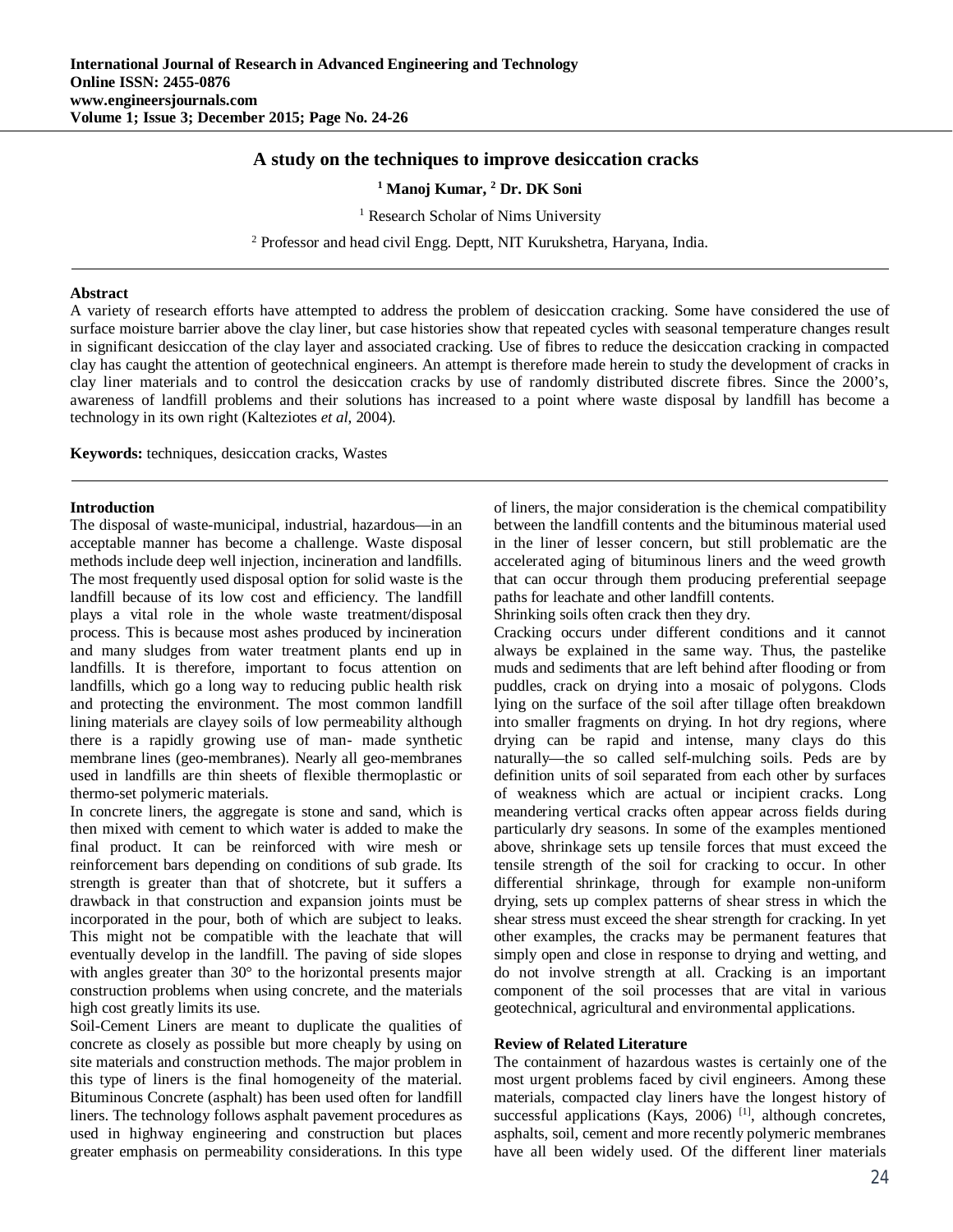# A study on the techniques to improve desiccation cracks

**[1] Manoj Kumar, [2] Dr. DK Soni**

[1] Research Scholar of Nims University

[2] Professor and head civil Engg. Deptt, NIT Kurukshetra, Haryana, India.

---

**Abstract**

A variety of research efforts have attempted to address the problem of desiccation cracking. Some have considered the use of surface moisture barrier above the clay liner, but case histories show that repeated cycles with seasonal temperature changes result in significant desiccation of the clay layer and associated cracking. Use of fibres to reduce the desiccation cracking in compacted clay has caught the attention of geotechnical engineers. An attempt is therefore made herein to study the development of cracks in clay liner materials and to control the desiccation cracks by use of randomly distributed discrete fibres. Since the 2000's, awareness of landfill problems and their solutions has increased to a point where waste disposal by landfill has become a technology in its own right (Kalteziotes *et al*, 2004).

**Keywords:** techniques, desiccation cracks, Wastes

---

## Introduction

The disposal of waste-municipal, industrial, hazardous—in an acceptable manner has become a challenge. Waste disposal methods include deep well injection, incineration and landfills. The most frequently used disposal option for solid waste is the landfill because of its low cost and efficiency. The landfill plays a vital role in the whole waste treatment/disposal process. This is because most ashes produced by incineration and many sludges from water treatment plants end up in landfills. It is therefore, important to focus attention on landfills, which go a long way to reducing public health risk and protecting the environment. The most common landfill lining materials are clayey soils of low permeability although there is a rapidly growing use of man- made synthetic membrane lines (geo-membranes). Nearly all geo-membranes used in landfills are thin sheets of flexible thermoplastic or thermo-set polymeric materials.

In concrete liners, the aggregate is stone and sand, which is then mixed with cement to which water is added to make the final product. It can be reinforced with wire mesh or reinforcement bars depending on conditions of sub grade. Its strength is greater than that of shotcrete, but it suffers a drawback in that construction and expansion joints must be incorporated in the pour, both of which are subject to leaks. This might not be compatible with the leachate that will eventually develop in the landfill. The paving of side slopes with angles greater than 30° to the horizontal presents major construction problems when using concrete, and the materials high cost greatly limits its use.

Soil-Cement Liners are meant to duplicate the qualities of concrete as closely as possible but more cheaply by using on site materials and construction methods. The major problem in this type of liners is the final homogeneity of the material. Bituminous Concrete (asphalt) has been used often for landfill liners. The technology follows asphalt pavement procedures as used in highway engineering and construction but places greater emphasis on permeability considerations. In this type of liners, the major consideration is the chemical compatibility between the landfill contents and the bituminous material used in the liner of lesser concern, but still problematic are the accelerated aging of bituminous liners and the weed growth that can occur through them producing preferential seepage paths for leachate and other landfill contents.

Shrinking soils often crack then they dry.

Cracking occurs under different conditions and it cannot always be explained in the same way. Thus, the pastelike muds and sediments that are left behind after flooding or from puddles, crack on drying into a mosaic of polygons. Clods lying on the surface of the soil after tillage often breakdown into smaller fragments on drying. In hot dry regions, where drying can be rapid and intense, many clays do this naturally—the so called self-mulching soils. Peds are by definition units of soil separated from each other by surfaces of weakness which are actual or incipient cracks. Long meandering vertical cracks often appear across fields during particularly dry seasons. In some of the examples mentioned above, shrinkage sets up tensile forces that must exceed the tensile strength of the soil for cracking to occur. In other differential shrinkage, through for example non-uniform drying, sets up complex patterns of shear stress in which the shear stress must exceed the shear strength for cracking. In yet other examples, the cracks may be permanent features that simply open and close in response to drying and wetting, and do not involve strength at all. Cracking is an important component of the soil processes that are vital in various geotechnical, agricultural and environmental applications.

## Review of Related Literature

The containment of hazardous wastes is certainly one of the most urgent problems faced by civil engineers. Among these materials, compacted clay liners have the longest history of successful applications (Kays, 2006) [1], although concretes, asphalts, soil, cement and more recently polymeric membranes have all been widely used. Of the different liner materials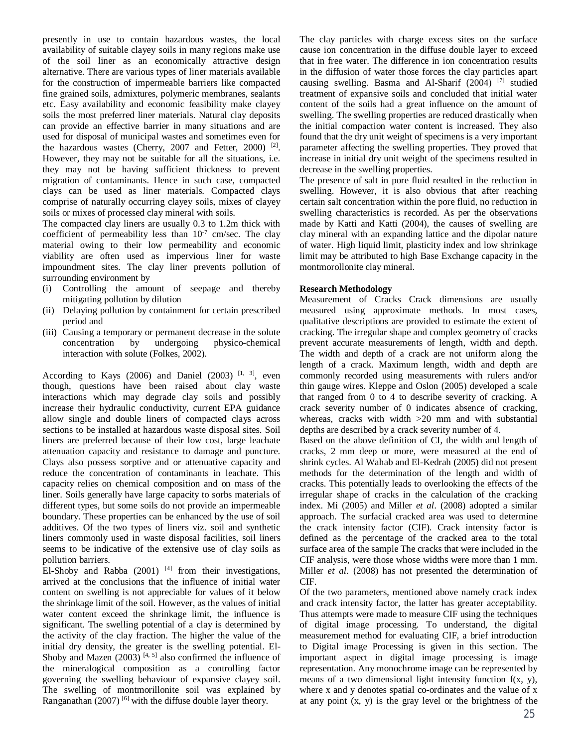presently in use to contain hazardous wastes, the local availability of suitable clayey soils in many regions make use of the soil liner as an economically attractive design alternative. There are various types of liner materials available for the construction of impermeable barriers like compacted fine grained soils, admixtures, polymeric membranes, sealants etc. Easy availability and economic feasibility make clayey soils the most preferred liner materials. Natural clay deposits can provide an effective barrier in many situations and are used for disposal of municipal wastes and sometimes even for the hazardous wastes (Cherry, 2007 and Fetter, 2000) [2]. However, they may not be suitable for all the situations, i.e. they may not be having sufficient thickness to prevent migration of contaminants. Hence in such case, compacted clays can be used as liner materials. Compacted clays comprise of naturally occurring clayey soils, mixes of clayey soils or mixes of processed clay mineral with soils.

The compacted clay liners are usually 0.3 to 1.2m thick with coefficient of permeability less than $10^{-7}$ cm/sec. The clay material owing to their low permeability and economic viability are often used as impervious liner for waste impoundment sites. The clay liner prevents pollution of surrounding environment by

(i) Controlling the amount of seepage and thereby mitigating pollution by dilution
(ii) Delaying pollution by containment for certain prescribed period and
(iii) Causing a temporary or permanent decrease in the solute concentration by undergoing physico-chemical interaction with solute (Folkes, 2002).

According to Kays (2006) and Daniel (2003) [1, 3], even though, questions have been raised about clay waste interactions which may degrade clay soils and possibly increase their hydraulic conductivity, current EPA guidance allow single and double liners of compacted clays across sections to be installed at hazardous waste disposal sites. Soil liners are preferred because of their low cost, large leachate attenuation capacity and resistance to damage and puncture. Clays also possess sorptive and or attenuative capacity and reduce the concentration of contaminants in leachate. This capacity relies on chemical composition and on mass of the liner. Soils generally have large capacity to sorbs materials of different types, but some soils do not provide an impermeable boundary. These properties can be enhanced by the use of soil additives. Of the two types of liners viz. soil and synthetic liners commonly used in waste disposal facilities, soil liners seems to be indicative of the extensive use of clay soils as pollution barriers.

El-Shoby and Rabba (2001) [4] from their investigations, arrived at the conclusions that the influence of initial water content on swelling is not appreciable for values of it below the shrinkage limit of the soil. However, as the values of initial water content exceed the shrinkage limit, the influence is significant. The swelling potential of a clay is determined by the activity of the clay fraction. The higher the value of the initial dry density, the greater is the swelling potential. El-Shoby and Mazen (2003) [4, 5] also confirmed the influence of the mineralogical composition as a controlling factor governing the swelling behaviour of expansive clayey soil. The swelling of montmorillonite soil was explained by Ranganathan (2007) [6] with the diffuse double layer theory.

The clay particles with charge excess sites on the surface cause ion concentration in the diffuse double layer to exceed that in free water. The difference in ion concentration results in the diffusion of water those forces the clay particles apart causing swelling. Basma and Al-Sharif (2004) [7] studied treatment of expansive soils and concluded that initial water content of the soils had a great influence on the amount of swelling. The swelling properties are reduced drastically when the initial compaction water content is increased. They also found that the dry unit weight of specimens is a very important parameter affecting the swelling properties. They proved that increase in initial dry unit weight of the specimens resulted in decrease in the swelling properties.

The presence of salt in pore fluid resulted in the reduction in swelling. However, it is also obvious that after reaching certain salt concentration within the pore fluid, no reduction in swelling characteristics is recorded. As per the observations made by Katti and Katti (2004), the causes of swelling are clay mineral with an expanding lattice and the dipolar nature of water. High liquid limit, plasticity index and low shrinkage limit may be attributed to high Base Exchange capacity in the montmorollonite clay mineral.

**Research Methodology**

Measurement of Cracks Crack dimensions are usually measured using approximate methods. In most cases, qualitative descriptions are provided to estimate the extent of cracking. The irregular shape and complex geometry of cracks prevent accurate measurements of length, width and depth. The width and depth of a crack are not uniform along the length of a crack. Maximum length, width and depth are commonly recorded using measurements with rulers and/or thin gauge wires. Kleppe and Oslon (2005) developed a scale that ranged from 0 to 4 to describe severity of cracking. A crack severity number of 0 indicates absence of cracking, whereas, cracks with width >20 mm and with substantial depths are described by a crack severity number of 4.

Based on the above definition of CI, the width and length of cracks, 2 mm deep or more, were measured at the end of shrink cycles. Al Wahab and El-Kedrah (2005) did not present methods for the determination of the length and width of cracks. This potentially leads to overlooking the effects of the irregular shape of cracks in the calculation of the cracking index. Mi (2005) and Miller *et al*. (2008) adopted a similar approach. The surfacial cracked area was used to determine the crack intensity factor (CIF). Crack intensity factor is defined as the percentage of the cracked area to the total surface area of the sample The cracks that were included in the CIF analysis, were those whose widths were more than 1 mm. Miller *et al*. (2008) has not presented the determination of CIF.

Of the two parameters, mentioned above namely crack index and crack intensity factor, the latter has greater acceptability. Thus attempts were made to measure CIF using the techniques of digital image processing. To understand, the digital measurement method for evaluating CIF, a brief introduction to Digital image Processing is given in this section. The important aspect in digital image processing is image representation. Any monochrome image can be represented by means of a two dimensional light intensity function f(x, y), where x and y denotes spatial co-ordinates and the value of x at any point (x, y) is the gray level or the brightness of the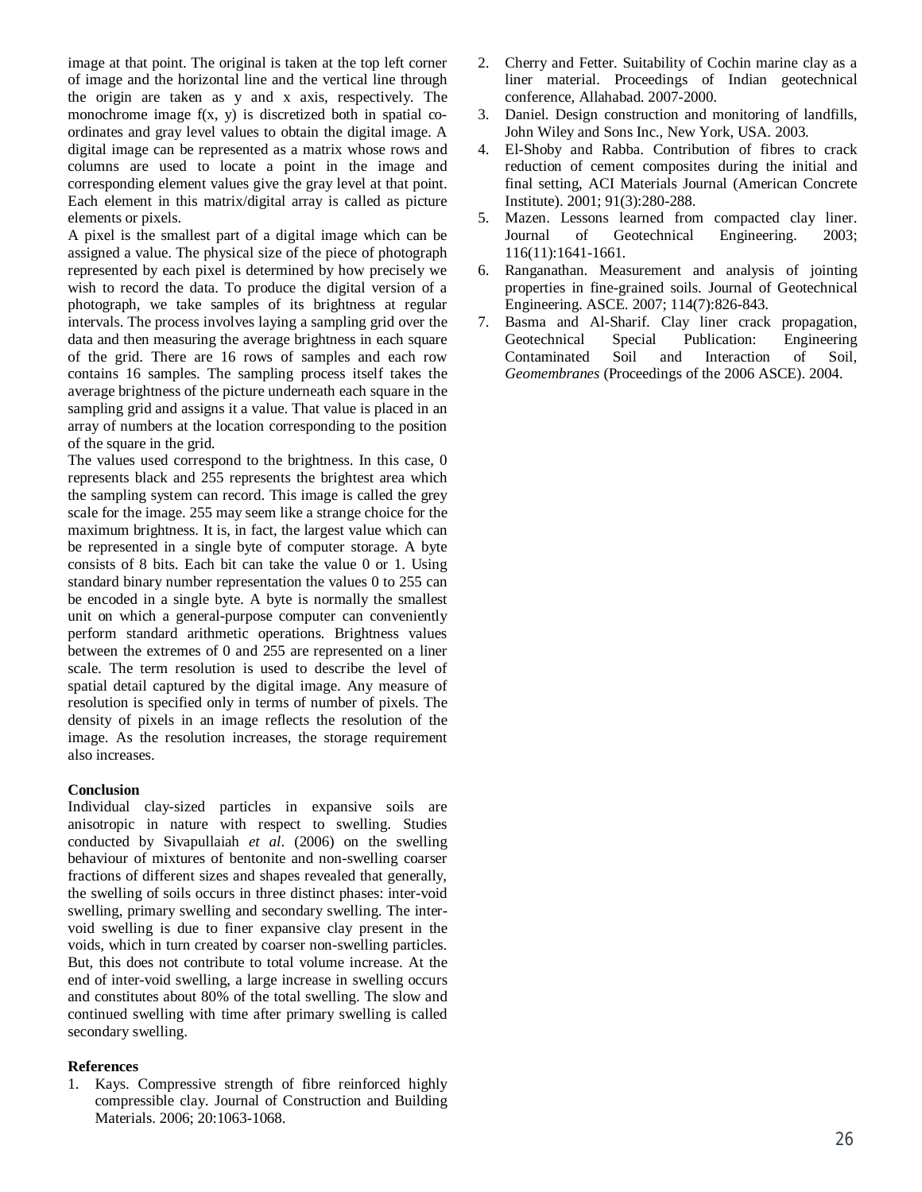image at that point. The original is taken at the top left corner of image and the horizontal line and the vertical line through the origin are taken as y and x axis, respectively. The monochrome image f(x, y) is discretized both in spatial co-ordinates and gray level values to obtain the digital image. A digital image can be represented as a matrix whose rows and columns are used to locate a point in the image and corresponding element values give the gray level at that point. Each element in this matrix/digital array is called as picture elements or pixels.

A pixel is the smallest part of a digital image which can be assigned a value. The physical size of the piece of photograph represented by each pixel is determined by how precisely we wish to record the data. To produce the digital version of a photograph, we take samples of its brightness at regular intervals. The process involves laying a sampling grid over the data and then measuring the average brightness in each square of the grid. There are 16 rows of samples and each row contains 16 samples. The sampling process itself takes the average brightness of the picture underneath each square in the sampling grid and assigns it a value. That value is placed in an array of numbers at the location corresponding to the position of the square in the grid.

The values used correspond to the brightness. In this case, 0 represents black and 255 represents the brightest area which the sampling system can record. This image is called the grey scale for the image. 255 may seem like a strange choice for the maximum brightness. It is, in fact, the largest value which can be represented in a single byte of computer storage. A byte consists of 8 bits. Each bit can take the value 0 or 1. Using standard binary number representation the values 0 to 255 can be encoded in a single byte. A byte is normally the smallest unit on which a general-purpose computer can conveniently perform standard arithmetic operations. Brightness values between the extremes of 0 and 255 are represented on a liner scale. The term resolution is used to describe the level of spatial detail captured by the digital image. Any measure of resolution is specified only in terms of number of pixels. The density of pixels in an image reflects the resolution of the image. As the resolution increases, the storage requirement also increases.

**Conclusion**

Individual clay-sized particles in expansive soils are anisotropic in nature with respect to swelling. Studies conducted by Sivapullaiah *et al*. (2006) on the swelling behaviour of mixtures of bentonite and non-swelling coarser fractions of different sizes and shapes revealed that generally, the swelling of soils occurs in three distinct phases: inter-void swelling, primary swelling and secondary swelling. The inter-void swelling is due to finer expansive clay present in the voids, which in turn created by coarser non-swelling particles. But, this does not contribute to total volume increase. At the end of inter-void swelling, a large increase in swelling occurs and constitutes about 80% of the total swelling. The slow and continued swelling with time after primary swelling is called secondary swelling.

**References**

1. Kays. Compressive strength of fibre reinforced highly compressible clay. Journal of Construction and Building Materials. 2006; 20:1063-1068.
2. Cherry and Fetter. Suitability of Cochin marine clay as a liner material. Proceedings of Indian geotechnical conference, Allahabad. 2007-2000.
3. Daniel. Design construction and monitoring of landfills, John Wiley and Sons Inc., New York, USA. 2003.
4. El-Shoby and Rabba. Contribution of fibres to crack reduction of cement composites during the initial and final setting, ACI Materials Journal (American Concrete Institute). 2001; 91(3):280-288.
5. Mazen. Lessons learned from compacted clay liner. Journal of Geotechnical Engineering. 2003; 116(11):1641-1661.
6. Ranganathan. Measurement and analysis of jointing properties in fine-grained soils. Journal of Geotechnical Engineering. ASCE. 2007; 114(7):826-843.
7. Basma and Al-Sharif. Clay liner crack propagation, Geotechnical Special Publication: Engineering Contaminated Soil and Interaction of Soil, *Geomembranes* (Proceedings of the 2006 ASCE). 2004.